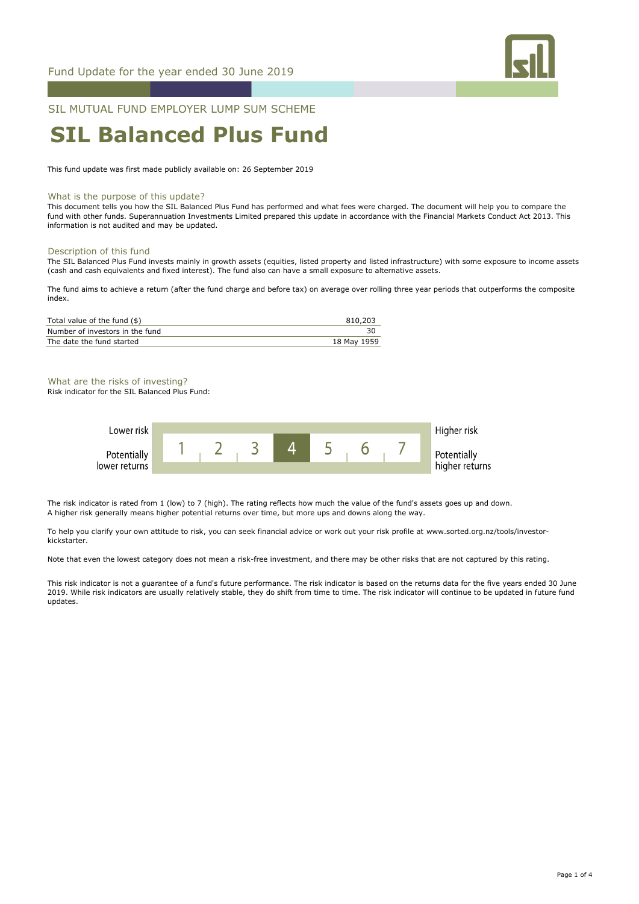Fund Update for the year ended 30 June 2019

SIL MUTUAL FUND EMPLOYER LUMP SUM SCHEME

# SIL Balanced Plus Fund

This fund update was first made publicly available on: 26 September 2019

## What is the purpose of this update?

This document tells you how the SIL Balanced Plus Fund has performed and what fees were charged. The document will help you to compare the fund with other funds. Superannuation Investments Limited prepared this update in accordance with the Financial Markets Conduct Act 2013. This information is not audited and may be updated.

## Description of this fund

The SIL Balanced Plus Fund invests mainly in growth assets (equities, listed property and listed infrastructure) with some exposure to income assets (cash and cash equivalents and fixed interest). The fund also can have a small exposure to alternative assets.

The fund aims to achieve a return (after the fund charge and before tax) on average over rolling three year periods that outperforms the composite index.

| | |
|---|---|
| Total value of the fund ($) | 810,203 |
| Number of investors in the fund | 30 |
| The date the fund started | 18 May 1959 |

## What are the risks of investing?

Risk indicator for the SIL Balanced Plus Fund:

| Lower risk / Potentially lower returns | 1 | 2 | 3 | **4** | 5 | 6 | 7 | Higher risk / Potentially higher returns |
|---|---|---|---|---|---|---|---|---|

The risk indicator is rated from 1 (low) to 7 (high). The rating reflects how much the value of the fund's assets goes up and down. A higher risk generally means higher potential returns over time, but more ups and downs along the way.

To help you clarify your own attitude to risk, you can seek financial advice or work out your risk profile at www.sorted.org.nz/tools/investor-kickstarter.

Note that even the lowest category does not mean a risk-free investment, and there may be other risks that are not captured by this rating.

This risk indicator is not a guarantee of a fund's future performance. The risk indicator is based on the returns data for the five years ended 30 June 2019. While risk indicators are usually relatively stable, they do shift from time to time. The risk indicator will continue to be updated in future fund updates.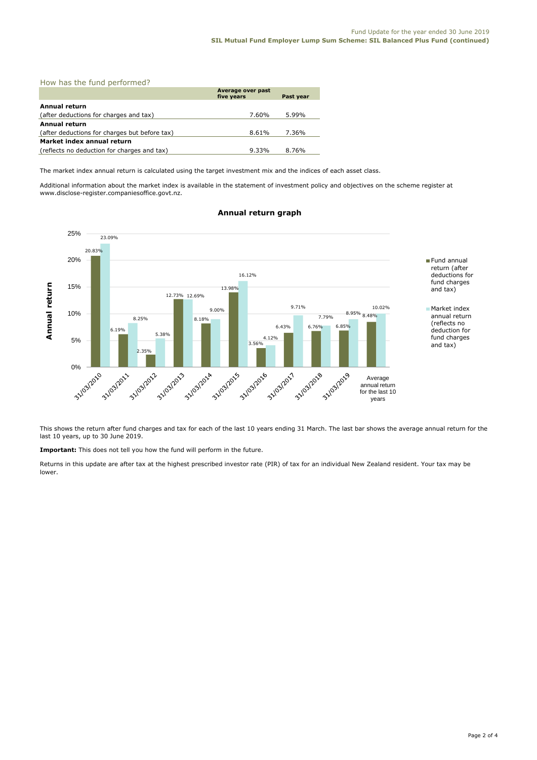## How has the fund performed?

| | Average over past five years | Past year |
|---|---|---|
| **Annual return** (after deductions for charges and tax) | 7.60% | 5.99% |
| **Annual return** (after deductions for charges but before tax) | 8.61% | 7.36% |
| **Market index annual return** (reflects no deduction for charges and tax) | 9.33% | 8.76% |

The market index annual return is calculated using the target investment mix and the indices of each asset class.

Additional information about the market index is available in the statement of investment policy and objectives on the scheme register at www.disclose-register.companiesoffice.govt.nz.

### Annual return graph

| | Fund annual return (after deductions for fund charges and tax) | Market index annual return (reflects no deduction for fund charges and tax) |
|---|---|---|
| 31/03/2010 | 20.83% | 23.09% |
| 31/03/2011 | 6.19% | 8.25% |
| 31/03/2012 | 2.35% | 5.38% |
| 31/03/2013 | 12.73% | 12.69% |
| 31/03/2014 | 8.18% | 9.00% |
| 31/03/2015 | 13.98% | 16.12% |
| 31/03/2016 | 3.56% | 4.12% |
| 31/03/2017 | 6.43% | 9.71% |
| 31/03/2018 | 6.76% | 7.79% |
| 31/03/2019 | 6.85% | 8.95% |
| Average annual return for the last 10 years | 8.48% | 10.02% |

This shows the return after fund charges and tax for each of the last 10 years ending 31 March. The last bar shows the average annual return for the last 10 years, up to 30 June 2019.

**Important:** This does not tell you how the fund will perform in the future.

Returns in this update are after tax at the highest prescribed investor rate (PIR) of tax for an individual New Zealand resident. Your tax may be lower.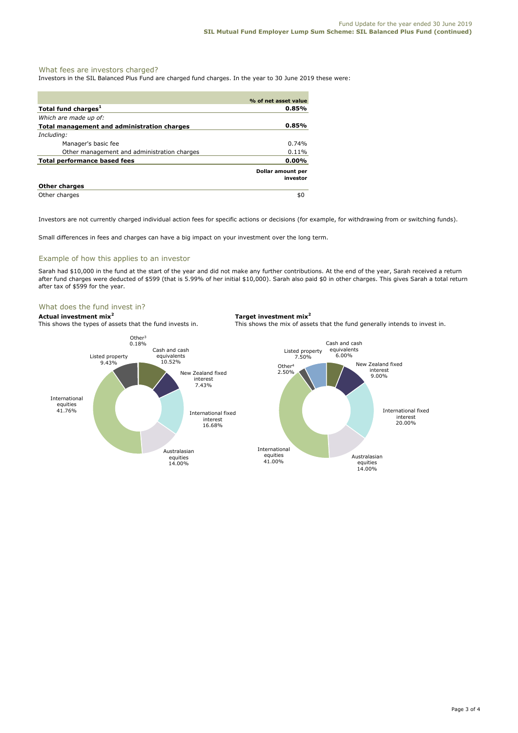## What fees are investors charged?

Investors in the SIL Balanced Plus Fund are charged fund charges. In the year to 30 June 2019 these were:

| | % of net asset value |
|---|---|
| **Total fund charges[1]** | **0.85%** |
| *Which are made up of:* | |
| **Total management and administration charges** | **0.85%** |
| *Including:* | |
| Manager's basic fee | 0.74% |
| Other management and administration charges | 0.11% |
| **Total performance based fees** | **0.00%** |
| | **Dollar amount per investor** |
| **Other charges** | |
| Other charges | $0 |

Investors are not currently charged individual action fees for specific actions or decisions (for example, for withdrawing from or switching funds).

Small differences in fees and charges can have a big impact on your investment over the long term.

## Example of how this applies to an investor

Sarah had $10,000 in the fund at the start of the year and did not make any further contributions. At the end of the year, Sarah received a return after fund charges were deducted of $599 (that is 5.99% of her initial $10,000). Sarah also paid $0 in other charges. This gives Sarah a total return after tax of $599 for the year.

## What does the fund invest in?

**Actual investment mix[2]**

This shows the types of assets that the fund invests in.

| Asset type | % |
|---|---|
| Cash and cash equivalents | 10.52% |
| New Zealand fixed interest | 7.43% |
| International fixed interest | 16.68% |
| Australasian equities | 14.00% |
| International equities | 41.76% |
| Listed property | 9.43% |
| Other[3] | 0.18% |

**Target investment mix[2]**

This shows the mix of assets that the fund generally intends to invest in.

| Asset type | % |
|---|---|
| Cash and cash equivalents | 6.00% |
| New Zealand fixed interest | 9.00% |
| International fixed interest | 20.00% |
| Australasian equities | 14.00% |
| International equities | 41.00% |
| Other[4] | 2.50% |
| Listed property | 7.50% |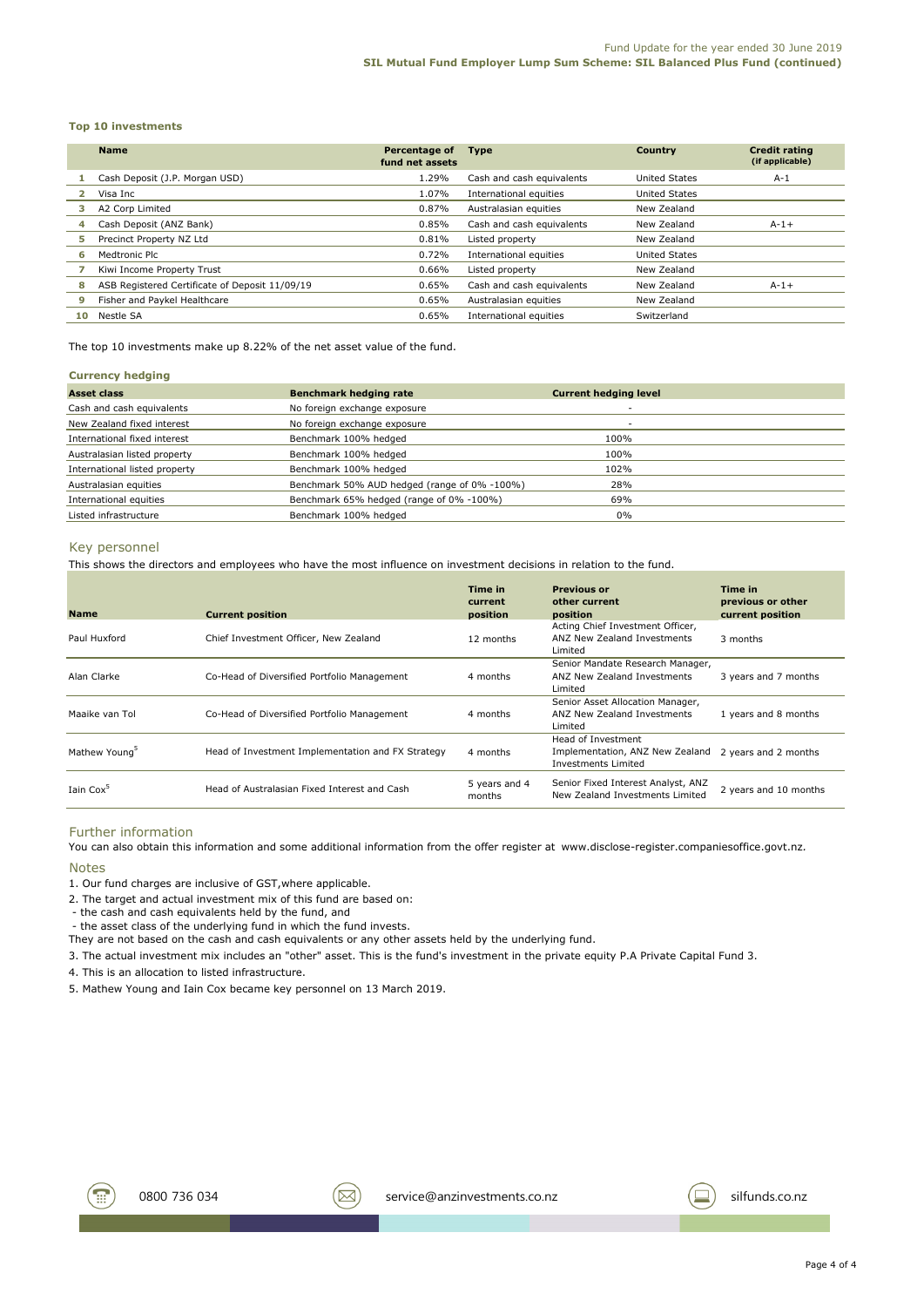### Top 10 investments

| | Name | Percentage of fund net assets | Type | Country | Credit rating (if applicable) |
|---|---|---|---|---|---|
| 1 | Cash Deposit (J.P. Morgan USD) | 1.29% | Cash and cash equivalents | United States | A-1 |
| 2 | Visa Inc | 1.07% | International equities | United States | |
| 3 | A2 Corp Limited | 0.87% | Australasian equities | New Zealand | |
| 4 | Cash Deposit (ANZ Bank) | 0.85% | Cash and cash equivalents | New Zealand | A-1+ |
| 5 | Precinct Property NZ Ltd | 0.81% | Listed property | New Zealand | |
| 6 | Medtronic Plc | 0.72% | International equities | United States | |
| 7 | Kiwi Income Property Trust | 0.66% | Listed property | New Zealand | |
| 8 | ASB Registered Certificate of Deposit 11/09/19 | 0.65% | Cash and cash equivalents | New Zealand | A-1+ |
| 9 | Fisher and Paykel Healthcare | 0.65% | Australasian equities | New Zealand | |
| 10 | Nestle SA | 0.65% | International equities | Switzerland | |

The top 10 investments make up 8.22% of the net asset value of the fund.

### Currency hedging

| Asset class | Benchmark hedging rate | Current hedging level |
|---|---|---|
| Cash and cash equivalents | No foreign exchange exposure | - |
| New Zealand fixed interest | No foreign exchange exposure | - |
| International fixed interest | Benchmark 100% hedged | 100% |
| Australasian listed property | Benchmark 100% hedged | 100% |
| International listed property | Benchmark 100% hedged | 102% |
| Australasian equities | Benchmark 50% AUD hedged (range of 0% -100%) | 28% |
| International equities | Benchmark 65% hedged (range of 0% -100%) | 69% |
| Listed infrastructure | Benchmark 100% hedged | 0% |

## Key personnel

This shows the directors and employees who have the most influence on investment decisions in relation to the fund.

| Name | Current position | Time in current position | Previous or other current position | Time in previous or other current position |
|---|---|---|---|---|
| Paul Huxford | Chief Investment Officer, New Zealand | 12 months | Acting Chief Investment Officer, ANZ New Zealand Investments Limited | 3 months |
| Alan Clarke | Co-Head of Diversified Portfolio Management | 4 months | Senior Mandate Research Manager, ANZ New Zealand Investments Limited | 3 years and 7 months |
| Maaike van Tol | Co-Head of Diversified Portfolio Management | 4 months | Senior Asset Allocation Manager, ANZ New Zealand Investments Limited | 1 years and 8 months |
| Mathew Young[5] | Head of Investment Implementation and FX Strategy | 4 months | Head of Investment Implementation, ANZ New Zealand Investments Limited | 2 years and 2 months |
| Iain Cox[5] | Head of Australasian Fixed Interest and Cash | 5 years and 4 months | Senior Fixed Interest Analyst, ANZ New Zealand Investments Limited | 2 years and 10 months |

## Further information

You can also obtain this information and some additional information from the offer register at www.disclose-register.companiesoffice.govt.nz.

## Notes

1. Our fund charges are inclusive of GST,where applicable.
2. The target and actual investment mix of this fund are based on:
 - the cash and cash equivalents held by the fund, and
 - the asset class of the underlying fund in which the fund invests.

They are not based on the cash and cash equivalents or any other assets held by the underlying fund.

3. The actual investment mix includes an "other" asset. This is the fund's investment in the private equity P.A Private Capital Fund 3.
4. This is an allocation to listed infrastructure.
5. Mathew Young and Iain Cox became key personnel on 13 March 2019.

0800 736 034 service@anzinvestments.co.nz silfunds.co.nz